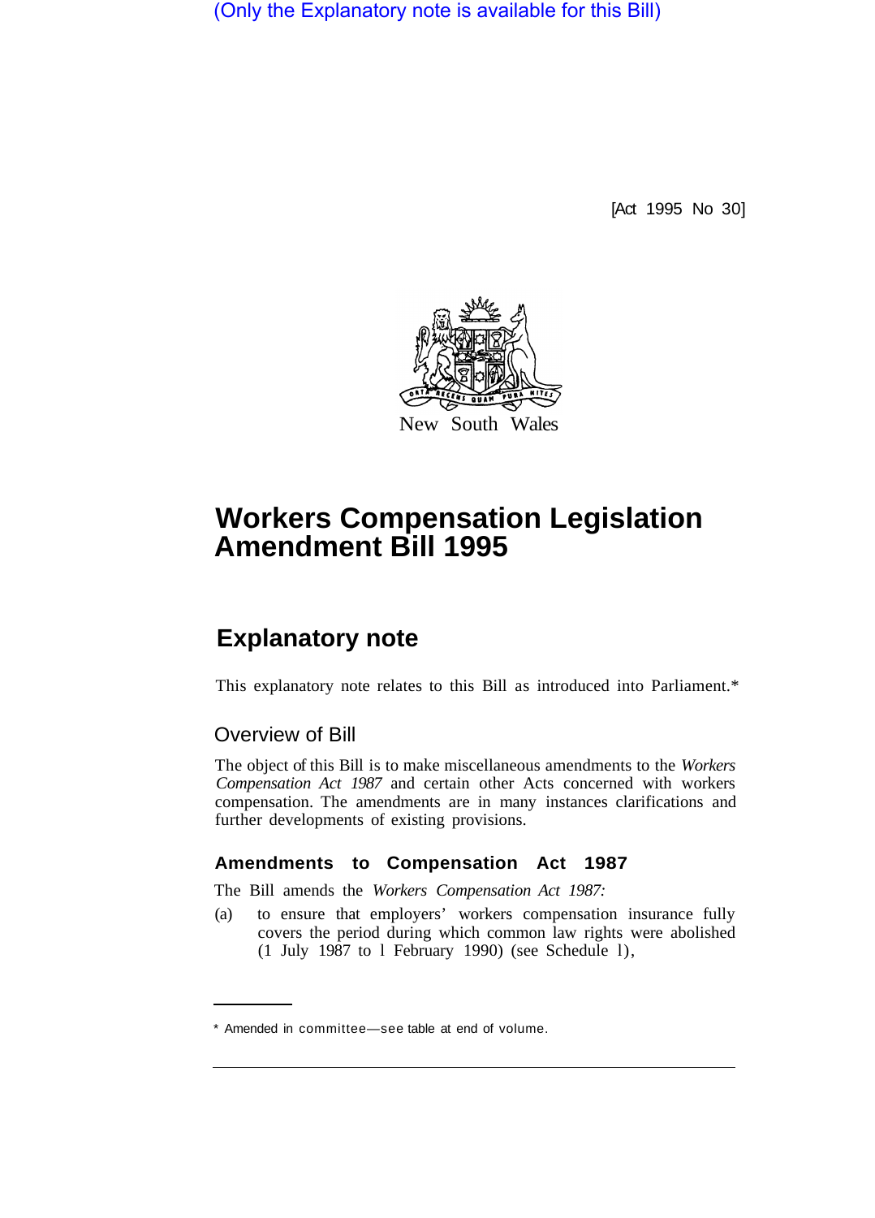(Only the Explanatory note is available for this Bill)

[Act 1995 No 30]

New South Wales

# Workers Compensation Legislation Amendment Bill 1995

## Explanatory note

This explanatory note relates to this Bill as introduced into Parliament.*

### Overview of Bill

The object of this Bill is to make miscellaneous amendments to the *Workers Compensation Act 1987* and certain other Acts concerned with workers compensation. The amendments are in many instances clarifications and further developments of existing provisions.

#### Amendments to Compensation Act 1987

The Bill amends the *Workers Compensation Act 1987:*

(a) to ensure that employers' workers compensation insurance fully covers the period during which common law rights were abolished (1 July 1987 to 1 February 1990) (see Schedule 1),

* Amended in committee—see table at end of volume.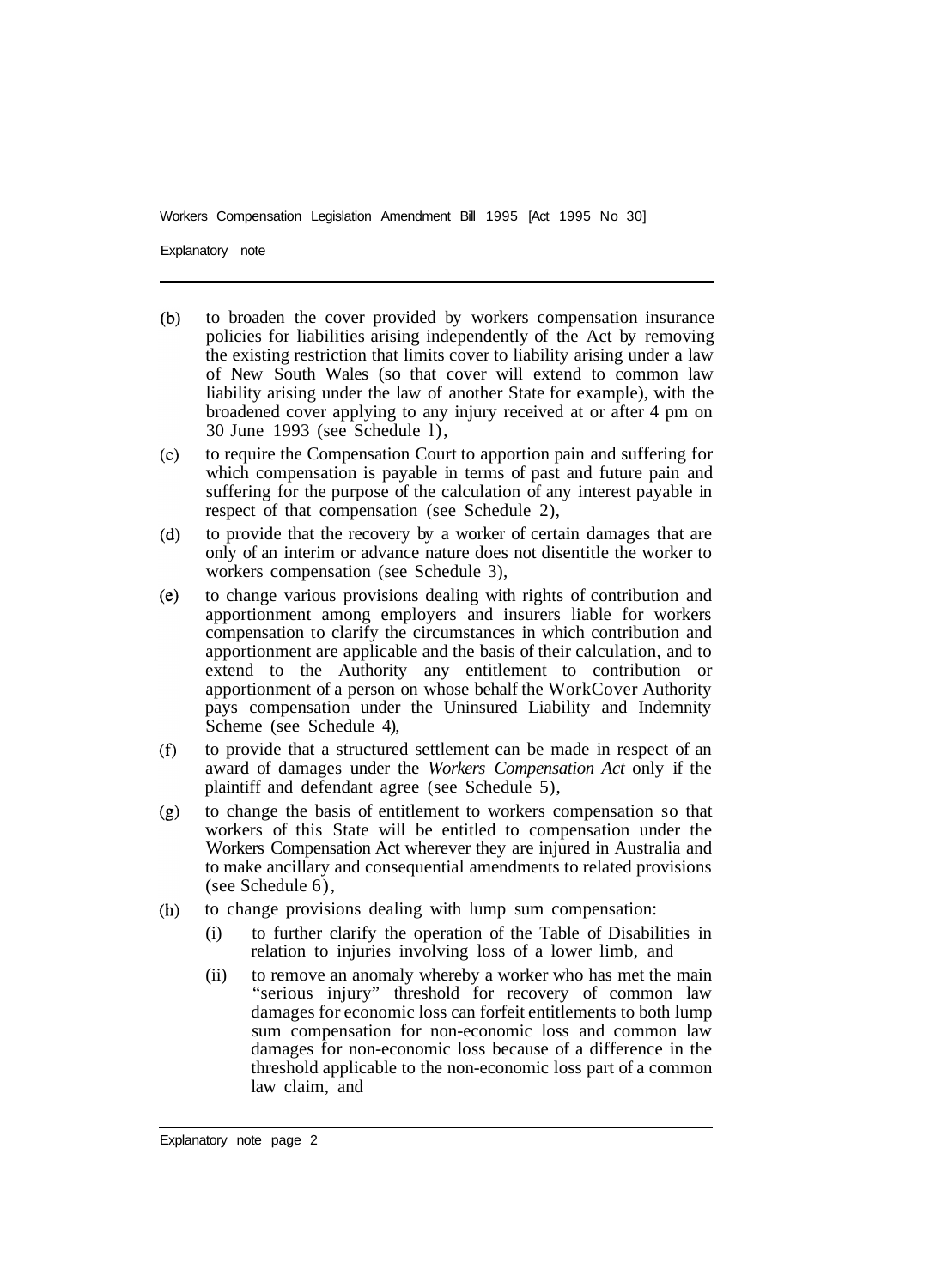(b) to broaden the cover provided by workers compensation insurance policies for liabilities arising independently of the Act by removing the existing restriction that limits cover to liability arising under a law of New South Wales (so that cover will extend to common law liability arising under the law of another State for example), with the broadened cover applying to any injury received at or after 4 pm on 30 June 1993 (see Schedule 1),

(c) to require the Compensation Court to apportion pain and suffering for which compensation is payable in terms of past and future pain and suffering for the purpose of the calculation of any interest payable in respect of that compensation (see Schedule 2),

(d) to provide that the recovery by a worker of certain damages that are only of an interim or advance nature does not disentitle the worker to workers compensation (see Schedule 3),

(e) to change various provisions dealing with rights of contribution and apportionment among employers and insurers liable for workers compensation to clarify the circumstances in which contribution and apportionment are applicable and the basis of their calculation, and to extend to the Authority any entitlement to contribution or apportionment of a person on whose behalf the WorkCover Authority pays compensation under the Uninsured Liability and Indemnity Scheme (see Schedule 4),

(f) to provide that a structured settlement can be made in respect of an award of damages under the *Workers Compensation Act* only if the plaintiff and defendant agree (see Schedule 5),

(g) to change the basis of entitlement to workers compensation so that workers of this State will be entitled to compensation under the Workers Compensation Act wherever they are injured in Australia and to make ancillary and consequential amendments to related provisions (see Schedule 6),

(h) to change provisions dealing with lump sum compensation:

   (i) to further clarify the operation of the Table of Disabilities in relation to injuries involving loss of a lower limb, and

   (ii) to remove an anomaly whereby a worker who has met the main "serious injury" threshold for recovery of common law damages for economic loss can forfeit entitlements to both lump sum compensation for non-economic loss and common law damages for non-economic loss because of a difference in the threshold applicable to the non-economic loss part of a common law claim, and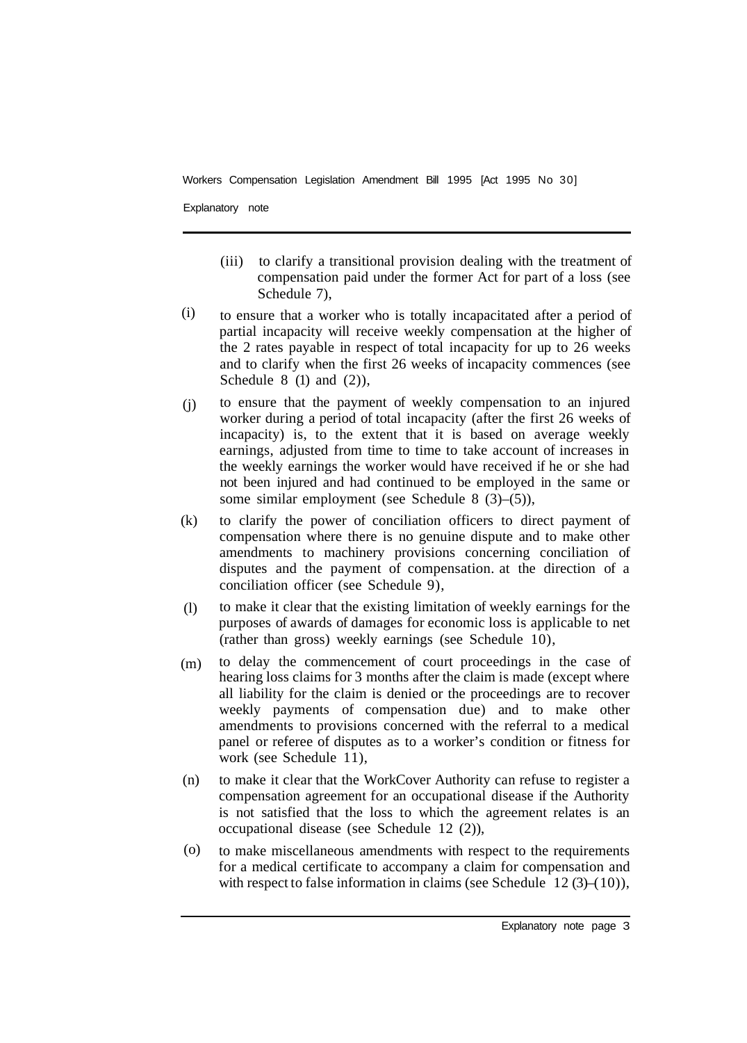(iii) to clarify a transitional provision dealing with the treatment of compensation paid under the former Act for part of a loss (see Schedule 7),

(i) to ensure that a worker who is totally incapacitated after a period of partial incapacity will receive weekly compensation at the higher of the 2 rates payable in respect of total incapacity for up to 26 weeks and to clarify when the first 26 weeks of incapacity commences (see Schedule 8 (1) and (2)),

(j) to ensure that the payment of weekly compensation to an injured worker during a period of total incapacity (after the first 26 weeks of incapacity) is, to the extent that it is based on average weekly earnings, adjusted from time to time to take account of increases in the weekly earnings the worker would have received if he or she had not been injured and had continued to be employed in the same or some similar employment (see Schedule 8 (3)–(5)),

(k) to clarify the power of conciliation officers to direct payment of compensation where there is no genuine dispute and to make other amendments to machinery provisions concerning conciliation of disputes and the payment of compensation. at the direction of a conciliation officer (see Schedule 9),

(l) to make it clear that the existing limitation of weekly earnings for the purposes of awards of damages for economic loss is applicable to net (rather than gross) weekly earnings (see Schedule 10),

(m) to delay the commencement of court proceedings in the case of hearing loss claims for 3 months after the claim is made (except where all liability for the claim is denied or the proceedings are to recover weekly payments of compensation due) and to make other amendments to provisions concerned with the referral to a medical panel or referee of disputes as to a worker's condition or fitness for work (see Schedule 11),

(n) to make it clear that the WorkCover Authority can refuse to register a compensation agreement for an occupational disease if the Authority is not satisfied that the loss to which the agreement relates is an occupational disease (see Schedule 12 (2)),

(o) to make miscellaneous amendments with respect to the requirements for a medical certificate to accompany a claim for compensation and with respect to false information in claims (see Schedule 12 (3)–(10)),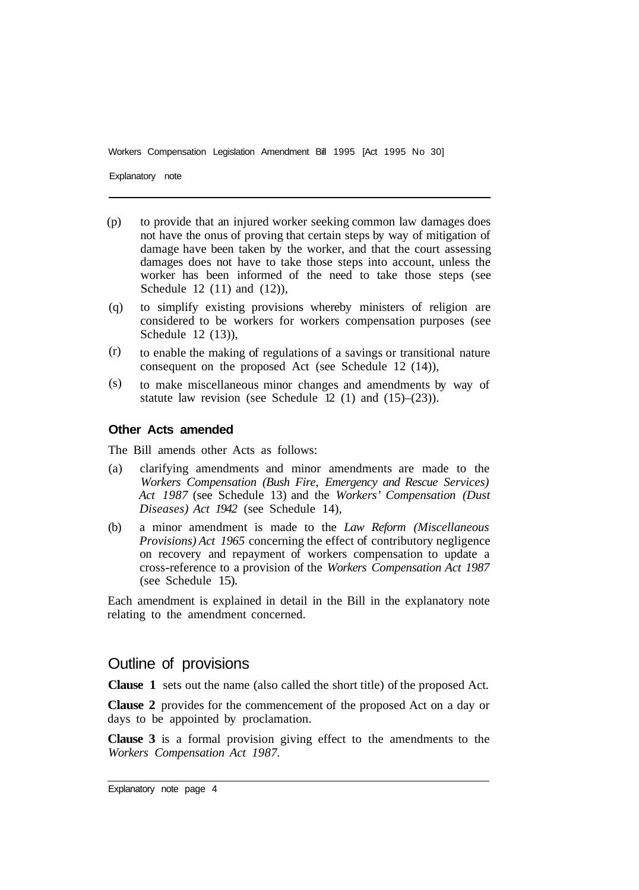(p) to provide that an injured worker seeking common law damages does not have the onus of proving that certain steps by way of mitigation of damage have been taken by the worker, and that the court assessing damages does not have to take those steps into account, unless the worker has been informed of the need to take those steps (see Schedule 12 (11) and (12)),

(q) to simplify existing provisions whereby ministers of religion are considered to be workers for workers compensation purposes (see Schedule 12 (13)),

(r) to enable the making of regulations of a savings or transitional nature consequent on the proposed Act (see Schedule 12 (14)),

(s) to make miscellaneous minor changes and amendments by way of statute law revision (see Schedule 12 (1) and (15)–(23)).

**Other Acts amended**

The Bill amends other Acts as follows:

(a) clarifying amendments and minor amendments are made to the *Workers Compensation (Bush Fire, Emergency and Rescue Services) Act 1987* (see Schedule 13) and the *Workers' Compensation (Dust Diseases) Act 1942* (see Schedule 14),

(b) a minor amendment is made to the *Law Reform (Miscellaneous Provisions) Act 1965* concerning the effect of contributory negligence on recovery and repayment of workers compensation to update a cross-reference to a provision of the *Workers Compensation Act 1987* (see Schedule 15).

Each amendment is explained in detail in the Bill in the explanatory note relating to the amendment concerned.

## Outline of provisions

**Clause 1** sets out the name (also called the short title) of the proposed Act.

**Clause 2** provides for the commencement of the proposed Act on a day or days to be appointed by proclamation.

**Clause 3** is a formal provision giving effect to the amendments to the *Workers Compensation Act 1987*.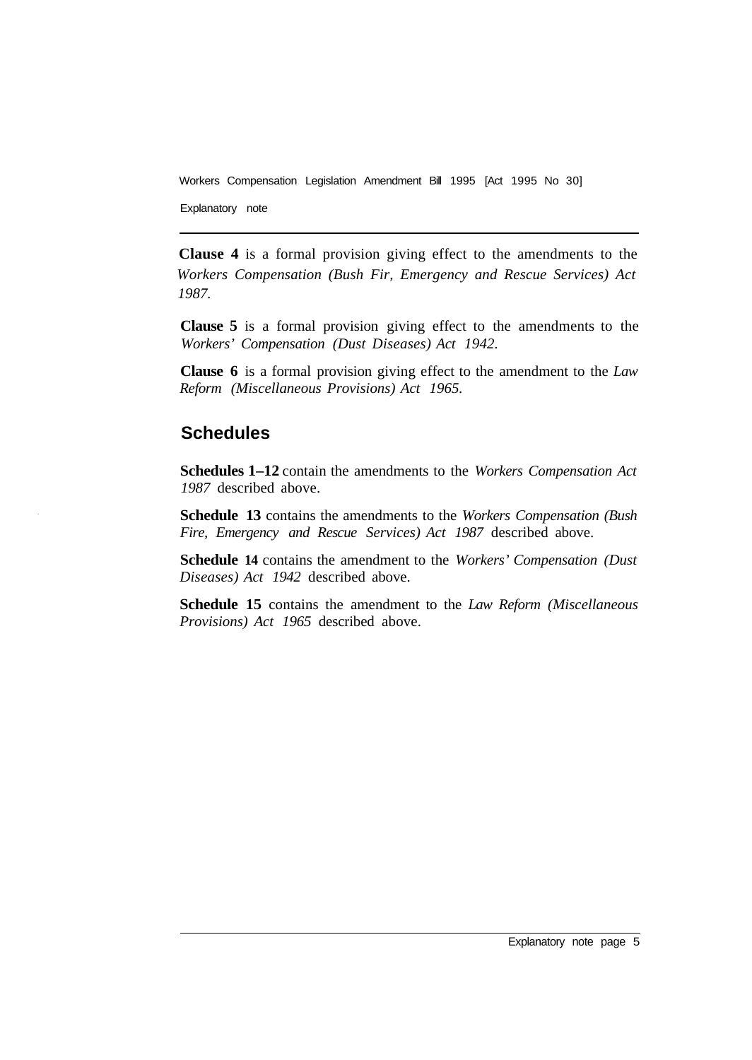**Clause 4** is a formal provision giving effect to the amendments to the *Workers Compensation (Bush Fir, Emergency and Rescue Services) Act 1987*.

**Clause 5** is a formal provision giving effect to the amendments to the *Workers' Compensation (Dust Diseases) Act 1942*.

**Clause 6** is a formal provision giving effect to the amendment to the *Law Reform (Miscellaneous Provisions) Act 1965*.

## Schedules

**Schedules 1–12** contain the amendments to the *Workers Compensation Act 1987* described above.

**Schedule 13** contains the amendments to the *Workers Compensation (Bush Fire, Emergency and Rescue Services) Act 1987* described above.

**Schedule 14** contains the amendment to the *Workers' Compensation (Dust Diseases) Act 1942* described above.

**Schedule 15** contains the amendment to the *Law Reform (Miscellaneous Provisions) Act 1965* described above.